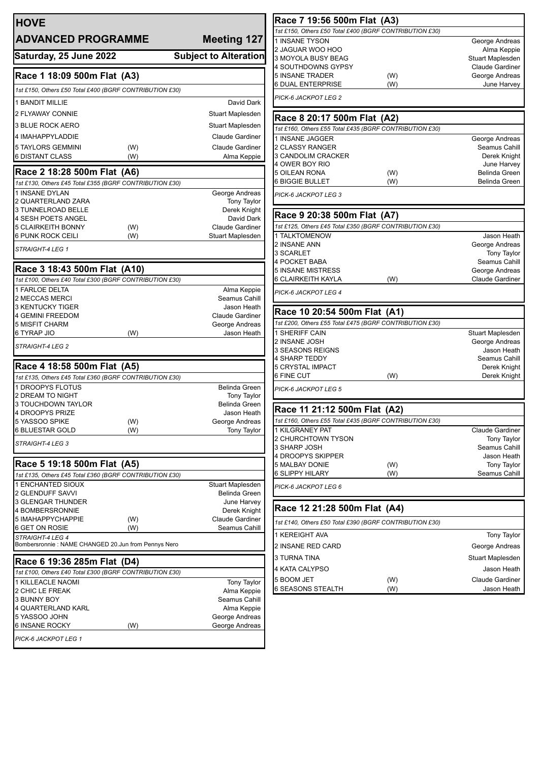# HOVE

## ADVANCED PROGRAMME — Meeting 127

**Saturday, 25 June 2022** — **Subject to Alteration**

### Race 1 18:09 500m Flat (A3)

*1st £150, Others £50 Total £400 (BGRF CONTRIBUTION £30)*

| Dog | | Trainer |
|---|---|---|
| 1 BANDIT MILLIE | | David Dark |
| 2 FLYAWAY CONNIE | | Stuart Maplesden |
| 3 BLUE ROCK AERO | | Stuart Maplesden |
| 4 IMAHAPPYLADDIE | | Claude Gardiner |
| 5 TAYLORS GEMMINI | (W) | Claude Gardiner |
| 6 DISTANT CLASS | (W) | Alma Keppie |

### Race 2 18:28 500m Flat (A6)

*1st £130, Others £45 Total £355 (BGRF CONTRIBUTION £30)*

| Dog | | Trainer |
|---|---|---|
| 1 INSANE DYLAN | | George Andreas |
| 2 QUARTERLAND ZARA | | Tony Taylor |
| 3 TUNNELROAD BELLE | | Derek Knight |
| 4 SESH POETS ANGEL | | David Dark |
| 5 CLAIRKEITH BONNY | (W) | Claude Gardiner |
| 6 PUNK ROCK CEILI | (W) | Stuart Maplesden |

*STRAIGHT-4 LEG 1*

### Race 3 18:43 500m Flat (A10)

*1st £100, Others £40 Total £300 (BGRF CONTRIBUTION £30)*

| Dog | | Trainer |
|---|---|---|
| 1 FARLOE DELTA | | Alma Keppie |
| 2 MECCAS MERCI | | Seamus Cahill |
| 3 KENTUCKY TIGER | | Jason Heath |
| 4 GEMINI FREEDOM | | Claude Gardiner |
| 5 MISFIT CHARM | | George Andreas |
| 6 TYRAP JIO | (W) | Jason Heath |

*STRAIGHT-4 LEG 2*

### Race 4 18:58 500m Flat (A5)

*1st £135, Others £45 Total £360 (BGRF CONTRIBUTION £30)*

| Dog | | Trainer |
|---|---|---|
| 1 DROOPYS FLOTUS | | Belinda Green |
| 2 DREAM TO NIGHT | | Tony Taylor |
| 3 TOUCHDOWN TAYLOR | | Belinda Green |
| 4 DROOPYS PRIZE | | Jason Heath |
| 5 YASSOO SPIKE | (W) | George Andreas |
| 6 BLUESTAR GOLD | (W) | Tony Taylor |

*STRAIGHT-4 LEG 3*

### Race 5 19:18 500m Flat (A5)

*1st £135, Others £45 Total £360 (BGRF CONTRIBUTION £30)*

| Dog | | Trainer |
|---|---|---|
| 1 ENCHANTED SIOUX | | Stuart Maplesden |
| 2 GLENDUFF SAVVI | | Belinda Green |
| 3 GLENGAR THUNDER | | June Harvey |
| 4 BOMBERSRONNIE | | Derek Knight |
| 5 IMAHAPPYCHAPPIE | (W) | Claude Gardiner |
| 6 GET ON ROSIE | (W) | Seamus Cahill |

*STRAIGHT-4 LEG 4*

Bombersronnie : NAME CHANGED 20.Jun from Pennys Nero

### Race 6 19:36 285m Flat (D4)

*1st £100, Others £40 Total £300 (BGRF CONTRIBUTION £30)*

| Dog | | Trainer |
|---|---|---|
| 1 KILLEACLE NAOMI | | Tony Taylor |
| 2 CHIC LE FREAK | | Alma Keppie |
| 3 BUNNY BOY | | Seamus Cahill |
| 4 QUARTERLAND KARL | | Alma Keppie |
| 5 YASSOO JOHN | | George Andreas |
| 6 INSANE ROCKY | (W) | George Andreas |

*PICK-6 JACKPOT LEG 1*

### Race 7 19:56 500m Flat (A3)

*1st £150, Others £50 Total £400 (BGRF CONTRIBUTION £30)*

| Dog | | Trainer |
|---|---|---|
| 1 INSANE TYSON | | George Andreas |
| 2 JAGUAR WOO HOO | | Alma Keppie |
| 3 MOYOLA BUSY BEAG | | Stuart Maplesden |
| 4 SOUTHDOWNS GYPSY | | Claude Gardiner |
| 5 INSANE TRADER | (W) | George Andreas |
| 6 DUAL ENTERPRISE | (W) | June Harvey |

*PICK-6 JACKPOT LEG 2*

### Race 8 20:17 500m Flat (A2)

*1st £160, Others £55 Total £435 (BGRF CONTRIBUTION £30)*

| Dog | | Trainer |
|---|---|---|
| 1 INSANE JAGGER | | George Andreas |
| 2 CLASSY RANGER | | Seamus Cahill |
| 3 CANDOLIM CRACKER | | Derek Knight |
| 4 OWER BOY RIO | | June Harvey |
| 5 OILEAN RONA | (W) | Belinda Green |
| 6 BIGGIE BULLET | (W) | Belinda Green |

*PICK-6 JACKPOT LEG 3*

### Race 9 20:38 500m Flat (A7)

*1st £125, Others £45 Total £350 (BGRF CONTRIBUTION £30)*

| Dog | | Trainer |
|---|---|---|
| 1 TALKTOMENOW | | Jason Heath |
| 2 INSANE ANN | | George Andreas |
| 3 SCARLET | | Tony Taylor |
| 4 POCKET BABA | | Seamus Cahill |
| 5 INSANE MISTRESS | | George Andreas |
| 6 CLAIRKEITH KAYLA | (W) | Claude Gardiner |

*PICK-6 JACKPOT LEG 4*

### Race 10 20:54 500m Flat (A1)

*1st £200, Others £55 Total £475 (BGRF CONTRIBUTION £30)*

| Dog | | Trainer |
|---|---|---|
| 1 SHERIFF CAIN | | Stuart Maplesden |
| 2 INSANE JOSH | | George Andreas |
| 3 SEASONS REIGNS | | Jason Heath |
| 4 SHARP TEDDY | | Seamus Cahill |
| 5 CRYSTAL IMPACT | | Derek Knight |
| 6 FINE CUT | (W) | Derek Knight |

*PICK-6 JACKPOT LEG 5*

### Race 11 21:12 500m Flat (A2)

*1st £160, Others £55 Total £435 (BGRF CONTRIBUTION £30)*

| Dog | | Trainer |
|---|---|---|
| 1 KILGRANEY PAT | | Claude Gardiner |
| 2 CHURCHTOWN TYSON | | Tony Taylor |
| 3 SHARP JOSH | | Seamus Cahill |
| 4 DROOPYS SKIPPER | | Jason Heath |
| 5 MALBAY DONIE | (W) | Tony Taylor |
| 6 SLIPPY HILARY | (W) | Seamus Cahill |

*PICK-6 JACKPOT LEG 6*

### Race 12 21:28 500m Flat (A4)

*1st £140, Others £50 Total £390 (BGRF CONTRIBUTION £30)*

| Dog | | Trainer |
|---|---|---|
| 1 KEREIGHT AVA | | Tony Taylor |
| 2 INSANE RED CARD | | George Andreas |
| 3 TURNA TINA | | Stuart Maplesden |
| 4 KATA CALYPSO | | Jason Heath |
| 5 BOOM JET | (W) | Claude Gardiner |
| 6 SEASONS STEALTH | (W) | Jason Heath |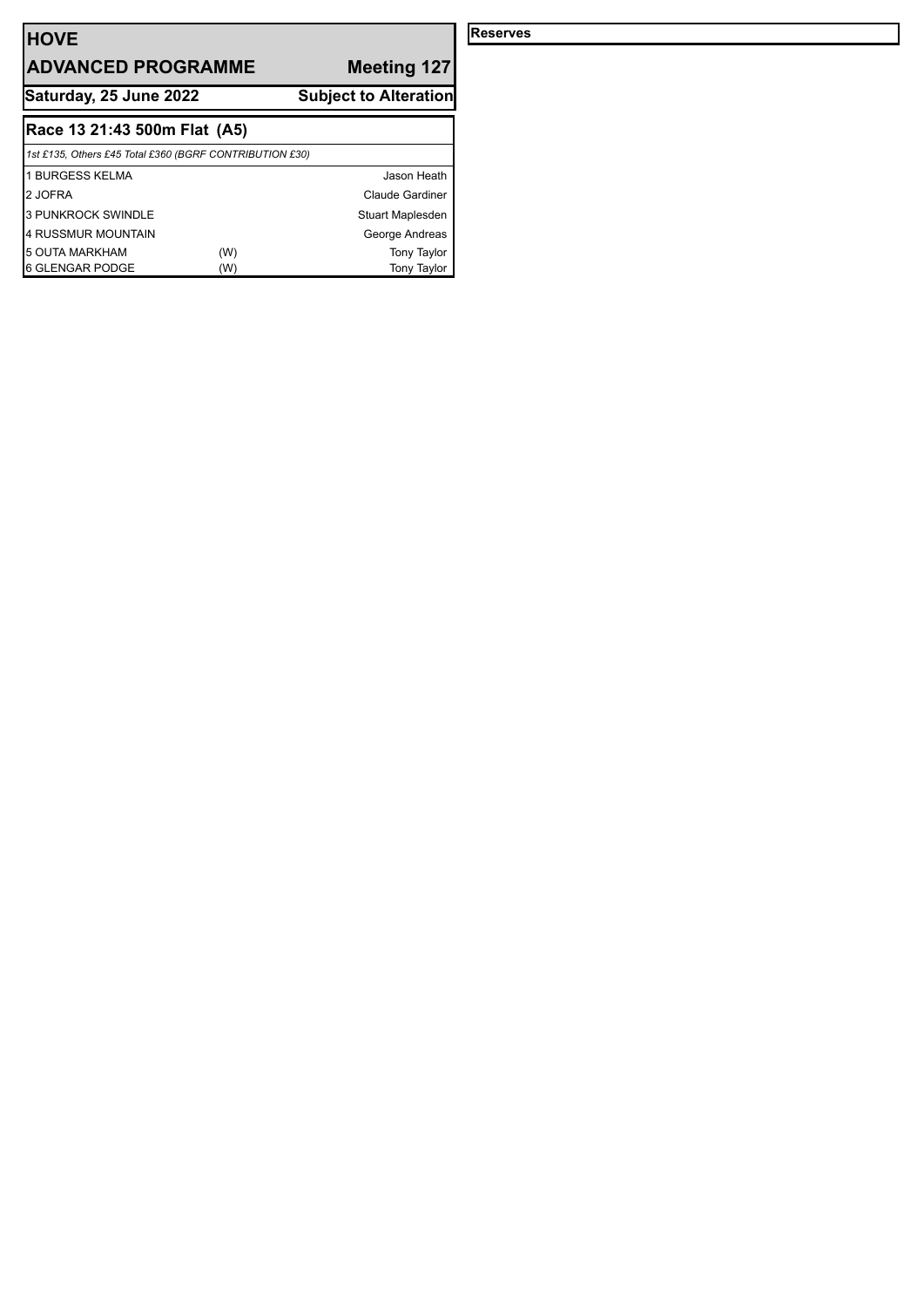# HOVE

## ADVANCED PROGRAMME — Meeting 127

**Saturday, 25 June 2022 — Subject to Alteration**

### Race 13 21:43 500m Flat (A5)

*1st £135, Others £45 Total £360 (BGRF CONTRIBUTION £30)*

| | | |
|---|---|---|
| 1 BURGESS KELMA | | Jason Heath |
| 2 JOFRA | | Claude Gardiner |
| 3 PUNKROCK SWINDLE | | Stuart Maplesden |
| 4 RUSSMUR MOUNTAIN | | George Andreas |
| 5 OUTA MARKHAM | (W) | Tony Taylor |
| 6 GLENGAR PODGE | (W) | Tony Taylor |

**Reserves**